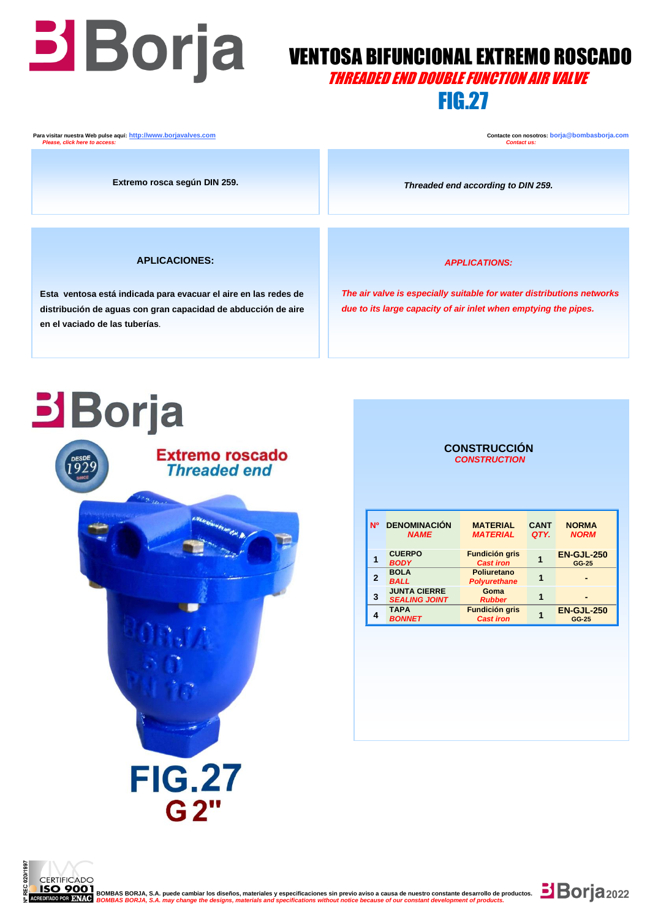# VENTOSA BIFUNCIONAL EXTREMO ROSCADO

## *THREADED END DOUBLE FUNCTION AIR VALVE*

## FIG.27

Para visitar nuestra Web pulse aquí: http://www.borjavalves.com
*Please, click here to access:*

Contacte con nosotros: borja@bombasborja.com
*Contact us:*

Extremo rosca según DIN 259.

*Threaded end according to DIN 259.*

**APLICACIONES:**

Esta ventosa está indicada para evacuar el aire en las redes de distribución de aguas con gran capacidad de abducción de aire en el vaciado de las tuberías.

***APPLICATIONS:***

*The air valve is especially suitable for water distributions networks due to its large capacity of air inlet when emptying the pipes.*

Extremo roscado
*Threaded end*

FIG.27
G 2"

**CONSTRUCCIÓN**
***CONSTRUCTION***

| Nº | DENOMINACIÓN *NAME* | MATERIAL *MATERIAL* | CANT *QTY.* | NORMA *NORM* |
|---|---|---|---|---|
| 1 | CUERPO *BODY* | Fundición gris *Cast iron* | 1 | EN-GJL-250 GG-25 |
| 2 | BOLA *BALL* | Poliuretano *Polyurethane* | 1 | - |
| 3 | JUNTA CIERRE *SEALING JOINT* | Goma *Rubber* | 1 | - |
| 4 | TAPA *BONNET* | Fundición gris *Cast iron* | 1 | EN-GJL-250 GG-25 |

BOMBAS BORJA, S.A. puede cambiar los diseños, materiales y especificaciones sin previo aviso a causa de nuestro constante desarrollo de productos.
*BOMBAS BORJA, S.A. may change the designs, materials and specifications without notice because of our constant development of products.*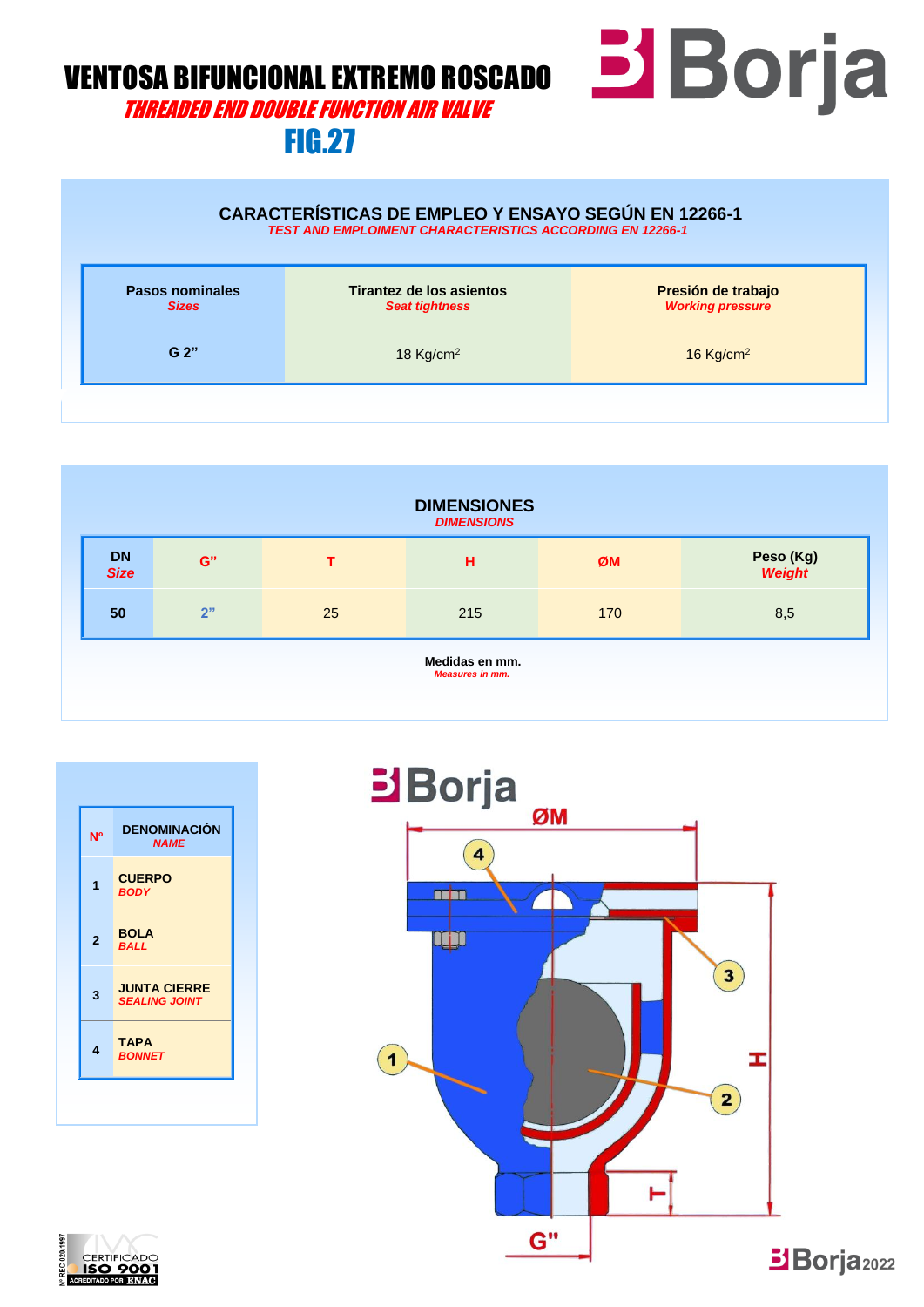# VENTOSA BIFUNCIONAL EXTREMO ROSCADO

*THREADED END DOUBLE FUNCTION AIR VALVE*

## FIG.27

### CARACTERÍSTICAS DE EMPLEO Y ENSAYO SEGÚN EN 12266-1

*TEST AND EMPLOIMENT CHARACTERISTICS ACCORDING EN 12266-1*

| Pasos nominales *Sizes* | Tirantez de los asientos *Seat tightness* | Presión de trabajo *Working pressure* |
|---|---|---|
| G 2” | 18 Kg/cm$^2$ | 16 Kg/cm$^2$ |

### DIMENSIONES

*DIMENSIONS*

| DN *Size* | G” | T | H | ØM | Peso (Kg) *Weight* |
|---|---|---|---|---|---|
| 50 | 2” | 25 | 215 | 170 | 8,5 |

**Medidas en mm.**
*Measures in mm.*

| Nº | DENOMINACIÓN *NAME* |
|---|---|
| 1 | CUERPO *BODY* |
| 2 | BOLA *BALL* |
| 3 | JUNTA CIERRE *SEALING JOINT* |
| 4 | TAPA *BONNET* |

ØM
H
T
G"